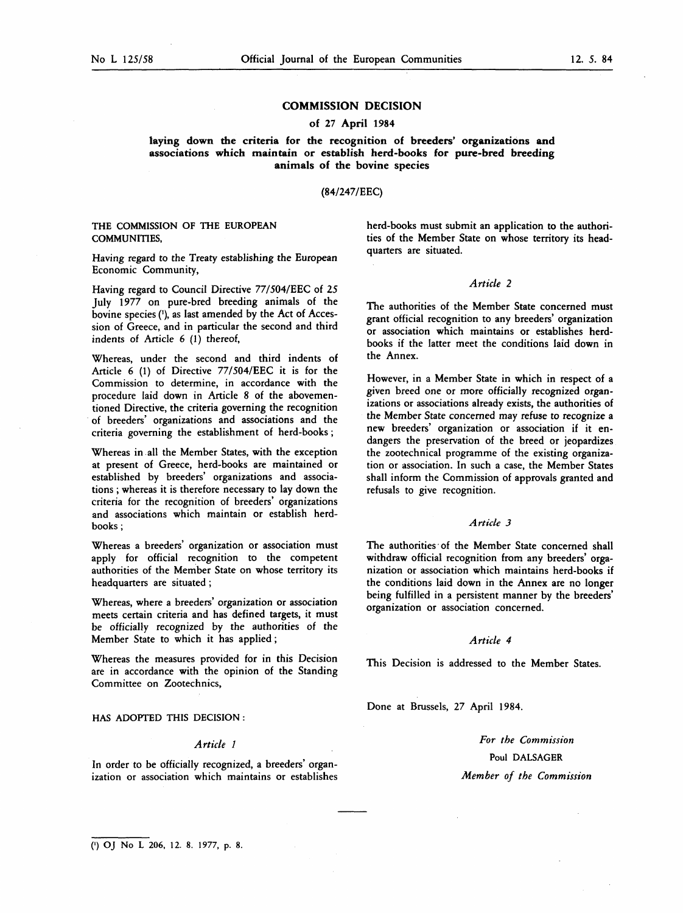# COMMISSION DECISION

## of 27 April 1984

## laying down the criteria for the recognition of breeders' organizations and associations which maintain or establish herd-books for pure-bred breeding animals of the bovine species

(84/247/EEC)

THE COMMISSION OF THE EUROPEAN COMMUNITIES,

Having regard to the Treaty establishing the European Economic Community,

Having regard to Council Directive 77/504/EEC of 25 July 1977 on pure-bred breeding animals of the bovine species [1], as last amended by the Act of Accession of Greece, and in particular the second and third indents of Article 6 (1) thereof,

Whereas, under the second and third indents of Article 6 (1) of Directive 77/504/EEC it is for the Commission to determine, in accordance with the procedure laid down in Article 8 of the abovementioned Directive, the criteria governing the recognition of breeders' organizations and associations and the criteria governing the establishment of herd-books;

Whereas in all the Member States, with the exception at present of Greece, herd-books are maintained or established by breeders' organizations and associations; whereas it is therefore necessary to lay down the criteria for the recognition of breeders' organizations and associations which maintain or establish herd-books;

Whereas a breeders' organization or association must apply for official recognition to the competent authorities of the Member State on whose territory its headquarters are situated;

Whereas, where a breeders' organization or association meets certain criteria and has defined targets, it must be officially recognized by the authorities of the Member State to which it has applied;

Whereas the measures provided for in this Decision are in accordance with the opinion of the Standing Committee on Zootechnics,

HAS ADOPTED THIS DECISION:

*Article 1*

In order to be officially recognized, a breeders' organization or association which maintains or establishes herd-books must submit an application to the authorities of the Member State on whose territory its headquarters are situated.

*Article 2*

The authorities of the Member State concerned must grant official recognition to any breeders' organization or association which maintains or establishes herd-books if the latter meet the conditions laid down in the Annex.

However, in a Member State in which in respect of a given breed one or more officially recognized organizations or associations already exists, the authorities of the Member State concerned may refuse to recognize a new breeders' organization or association if it endangers the preservation of the breed or jeopardizes the zootechnical programme of the existing organization or association. In such a case, the Member States shall inform the Commission of approvals granted and refusals to give recognition.

*Article 3*

The authorities of the Member State concerned shall withdraw official recognition from any breeders' organization or association which maintains herd-books if the conditions laid down in the Annex are no longer being fulfilled in a persistent manner by the breeders' organization or association concerned.

*Article 4*

This Decision is addressed to the Member States.

Done at Brussels, 27 April 1984.

*For the Commission*

Poul DALSAGER

*Member of the Commission*

---

[1] OJ No L 206, 12. 8. 1977, p. 8.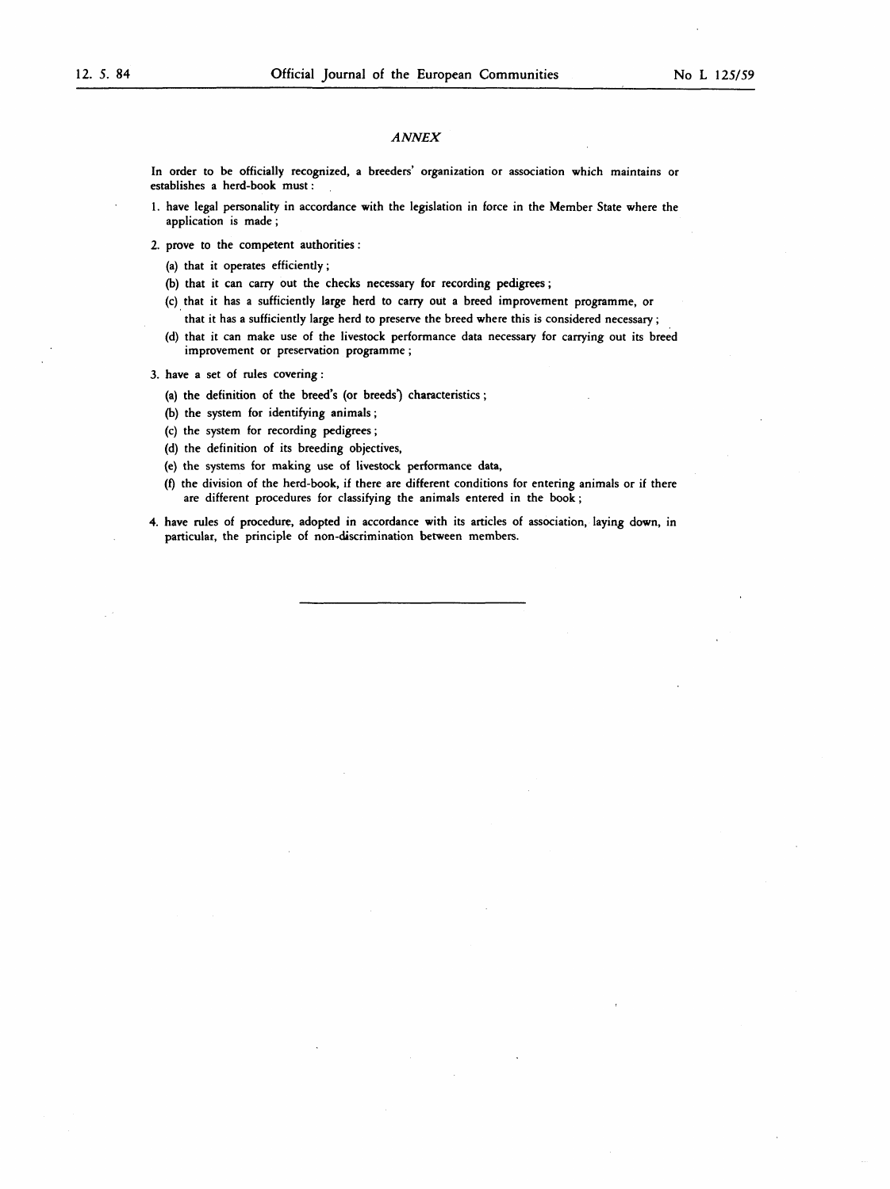## *ANNEX*

In order to be officially recognized, a breeders' organization or association which maintains or establishes a herd-book must :

1. have legal personality in accordance with the legislation in force in the Member State where the application is made ;
2. prove to the competent authorities :
   (a) that it operates efficiently ;
   (b) that it can carry out the checks necessary for recording pedigrees ;
   (c) that it has a sufficiently large herd to carry out a breed improvement programme, or that it has a sufficiently large herd to preserve the breed where this is considered necessary ;
   (d) that it can make use of the livestock performance data necessary for carrying out its breed improvement or preservation programme ;
3. have a set of rules covering :
   (a) the definition of the breed's (or breeds') characteristics ;
   (b) the system for identifying animals ;
   (c) the system for recording pedigrees ;
   (d) the definition of its breeding objectives,
   (e) the systems for making use of livestock performance data,
   (f) the division of the herd-book, if there are different conditions for entering animals or if there are different procedures for classifying the animals entered in the book ;
4. have rules of procedure, adopted in accordance with its articles of association, laying down, in particular, the principle of non-discrimination between members.